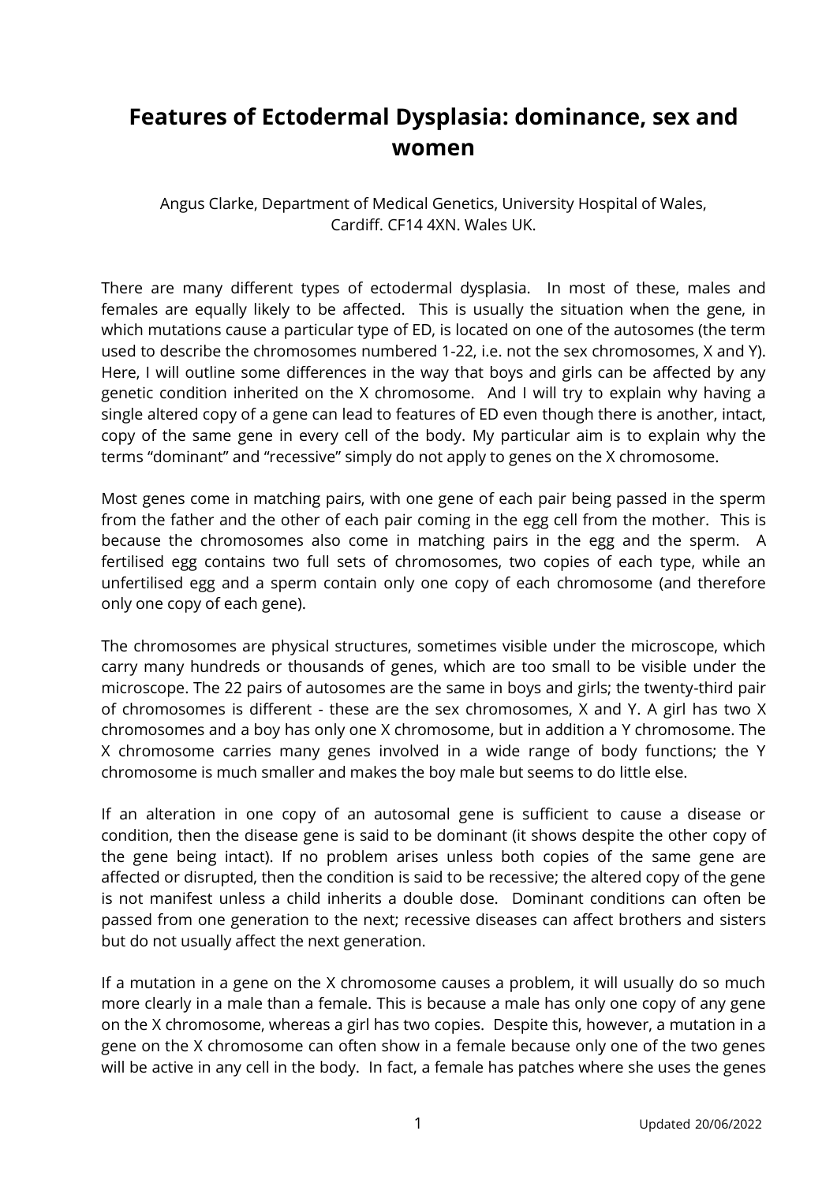# Features of Ectodermal Dysplasia: dominance, sex and women

Angus Clarke, Department of Medical Genetics, University Hospital of Wales, Cardiff. CF14 4XN. Wales UK.

There are many different types of ectodermal dysplasia. In most of these, males and females are equally likely to be affected. This is usually the situation when the gene, in which mutations cause a particular type of ED, is located on one of the autosomes (the term used to describe the chromosomes numbered 1-22, i.e. not the sex chromosomes, X and Y). Here, I will outline some differences in the way that boys and girls can be affected by any genetic condition inherited on the X chromosome. And I will try to explain why having a single altered copy of a gene can lead to features of ED even though there is another, intact, copy of the same gene in every cell of the body. My particular aim is to explain why the terms "dominant" and "recessive" simply do not apply to genes on the X chromosome.

Most genes come in matching pairs, with one gene of each pair being passed in the sperm from the father and the other of each pair coming in the egg cell from the mother. This is because the chromosomes also come in matching pairs in the egg and the sperm. A fertilised egg contains two full sets of chromosomes, two copies of each type, while an unfertilised egg and a sperm contain only one copy of each chromosome (and therefore only one copy of each gene).

The chromosomes are physical structures, sometimes visible under the microscope, which carry many hundreds or thousands of genes, which are too small to be visible under the microscope. The 22 pairs of autosomes are the same in boys and girls; the twenty-third pair of chromosomes is different - these are the sex chromosomes, X and Y. A girl has two X chromosomes and a boy has only one X chromosome, but in addition a Y chromosome. The X chromosome carries many genes involved in a wide range of body functions; the Y chromosome is much smaller and makes the boy male but seems to do little else.

If an alteration in one copy of an autosomal gene is sufficient to cause a disease or condition, then the disease gene is said to be dominant (it shows despite the other copy of the gene being intact). If no problem arises unless both copies of the same gene are affected or disrupted, then the condition is said to be recessive; the altered copy of the gene is not manifest unless a child inherits a double dose. Dominant conditions can often be passed from one generation to the next; recessive diseases can affect brothers and sisters but do not usually affect the next generation.

If a mutation in a gene on the X chromosome causes a problem, it will usually do so much more clearly in a male than a female. This is because a male has only one copy of any gene on the X chromosome, whereas a girl has two copies. Despite this, however, a mutation in a gene on the X chromosome can often show in a female because only one of the two genes will be active in any cell in the body. In fact, a female has patches where she uses the genes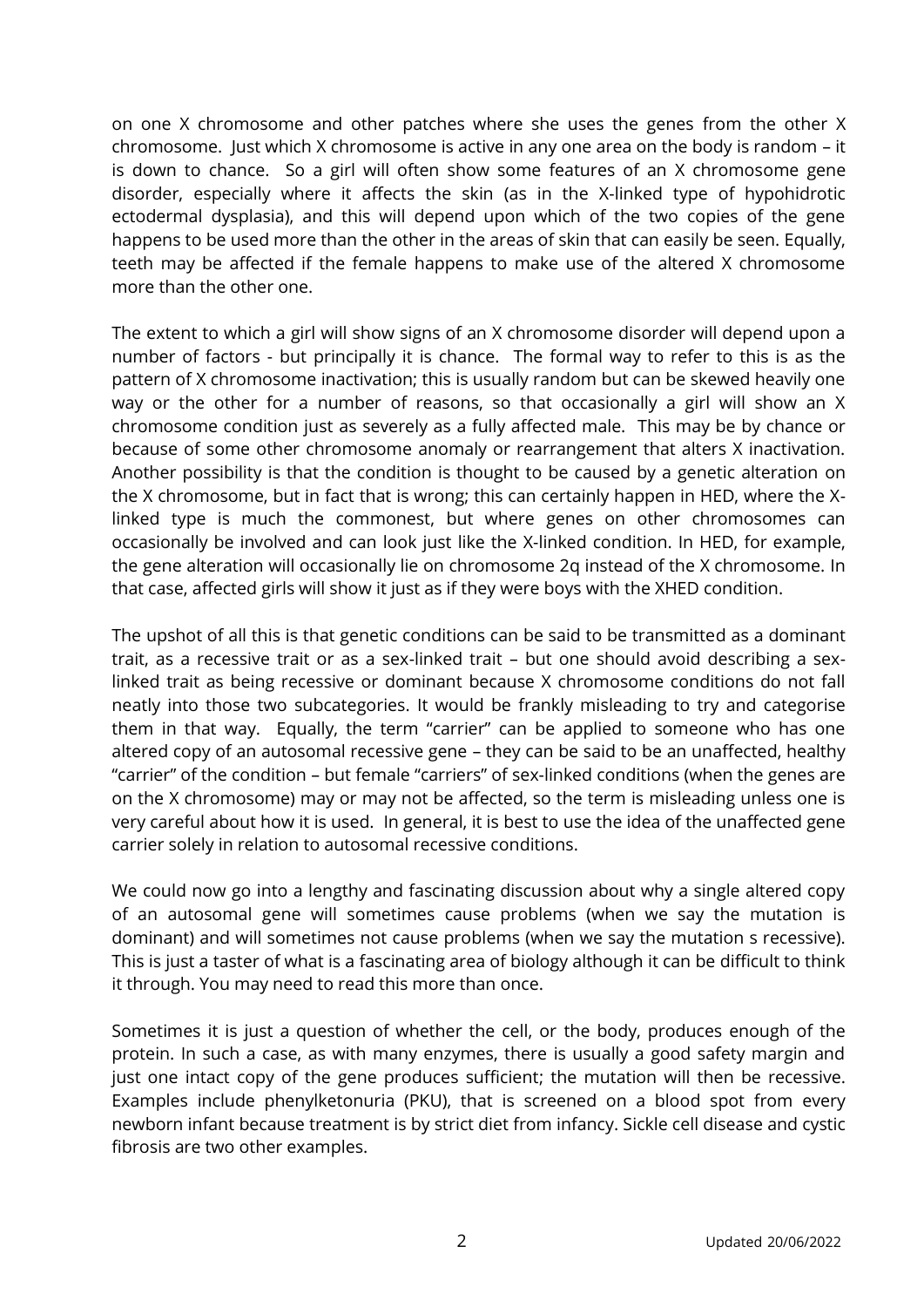on one X chromosome and other patches where she uses the genes from the other X chromosome. Just which X chromosome is active in any one area on the body is random – it is down to chance. So a girl will often show some features of an X chromosome gene disorder, especially where it affects the skin (as in the X-linked type of hypohidrotic ectodermal dysplasia), and this will depend upon which of the two copies of the gene happens to be used more than the other in the areas of skin that can easily be seen. Equally, teeth may be affected if the female happens to make use of the altered X chromosome more than the other one.

The extent to which a girl will show signs of an X chromosome disorder will depend upon a number of factors - but principally it is chance. The formal way to refer to this is as the pattern of X chromosome inactivation; this is usually random but can be skewed heavily one way or the other for a number of reasons, so that occasionally a girl will show an X chromosome condition just as severely as a fully affected male. This may be by chance or because of some other chromosome anomaly or rearrangement that alters X inactivation. Another possibility is that the condition is thought to be caused by a genetic alteration on the X chromosome, but in fact that is wrong; this can certainly happen in HED, where the X-linked type is much the commonest, but where genes on other chromosomes can occasionally be involved and can look just like the X-linked condition. In HED, for example, the gene alteration will occasionally lie on chromosome 2q instead of the X chromosome. In that case, affected girls will show it just as if they were boys with the XHED condition.

The upshot of all this is that genetic conditions can be said to be transmitted as a dominant trait, as a recessive trait or as a sex-linked trait – but one should avoid describing a sex-linked trait as being recessive or dominant because X chromosome conditions do not fall neatly into those two subcategories. It would be frankly misleading to try and categorise them in that way. Equally, the term "carrier" can be applied to someone who has one altered copy of an autosomal recessive gene – they can be said to be an unaffected, healthy "carrier" of the condition – but female "carriers" of sex-linked conditions (when the genes are on the X chromosome) may or may not be affected, so the term is misleading unless one is very careful about how it is used. In general, it is best to use the idea of the unaffected gene carrier solely in relation to autosomal recessive conditions.

We could now go into a lengthy and fascinating discussion about why a single altered copy of an autosomal gene will sometimes cause problems (when we say the mutation is dominant) and will sometimes not cause problems (when we say the mutation s recessive). This is just a taster of what is a fascinating area of biology although it can be difficult to think it through. You may need to read this more than once.

Sometimes it is just a question of whether the cell, or the body, produces enough of the protein. In such a case, as with many enzymes, there is usually a good safety margin and just one intact copy of the gene produces sufficient; the mutation will then be recessive. Examples include phenylketonuria (PKU), that is screened on a blood spot from every newborn infant because treatment is by strict diet from infancy. Sickle cell disease and cystic fibrosis are two other examples.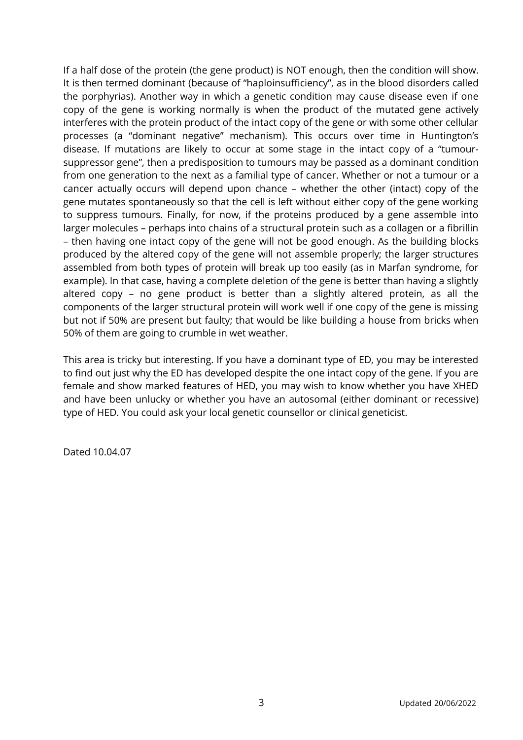If a half dose of the protein (the gene product) is NOT enough, then the condition will show. It is then termed dominant (because of "haploinsufficiency", as in the blood disorders called the porphyrias). Another way in which a genetic condition may cause disease even if one copy of the gene is working normally is when the product of the mutated gene actively interferes with the protein product of the intact copy of the gene or with some other cellular processes (a "dominant negative" mechanism). This occurs over time in Huntington's disease. If mutations are likely to occur at some stage in the intact copy of a "tumour-suppressor gene", then a predisposition to tumours may be passed as a dominant condition from one generation to the next as a familial type of cancer. Whether or not a tumour or a cancer actually occurs will depend upon chance – whether the other (intact) copy of the gene mutates spontaneously so that the cell is left without either copy of the gene working to suppress tumours. Finally, for now, if the proteins produced by a gene assemble into larger molecules – perhaps into chains of a structural protein such as a collagen or a fibrillin – then having one intact copy of the gene will not be good enough. As the building blocks produced by the altered copy of the gene will not assemble properly; the larger structures assembled from both types of protein will break up too easily (as in Marfan syndrome, for example). In that case, having a complete deletion of the gene is better than having a slightly altered copy – no gene product is better than a slightly altered protein, as all the components of the larger structural protein will work well if one copy of the gene is missing but not if 50% are present but faulty; that would be like building a house from bricks when 50% of them are going to crumble in wet weather.

This area is tricky but interesting. If you have a dominant type of ED, you may be interested to find out just why the ED has developed despite the one intact copy of the gene. If you are female and show marked features of HED, you may wish to know whether you have XHED and have been unlucky or whether you have an autosomal (either dominant or recessive) type of HED. You could ask your local genetic counsellor or clinical geneticist.

Dated 10.04.07

Updated 20/06/2022